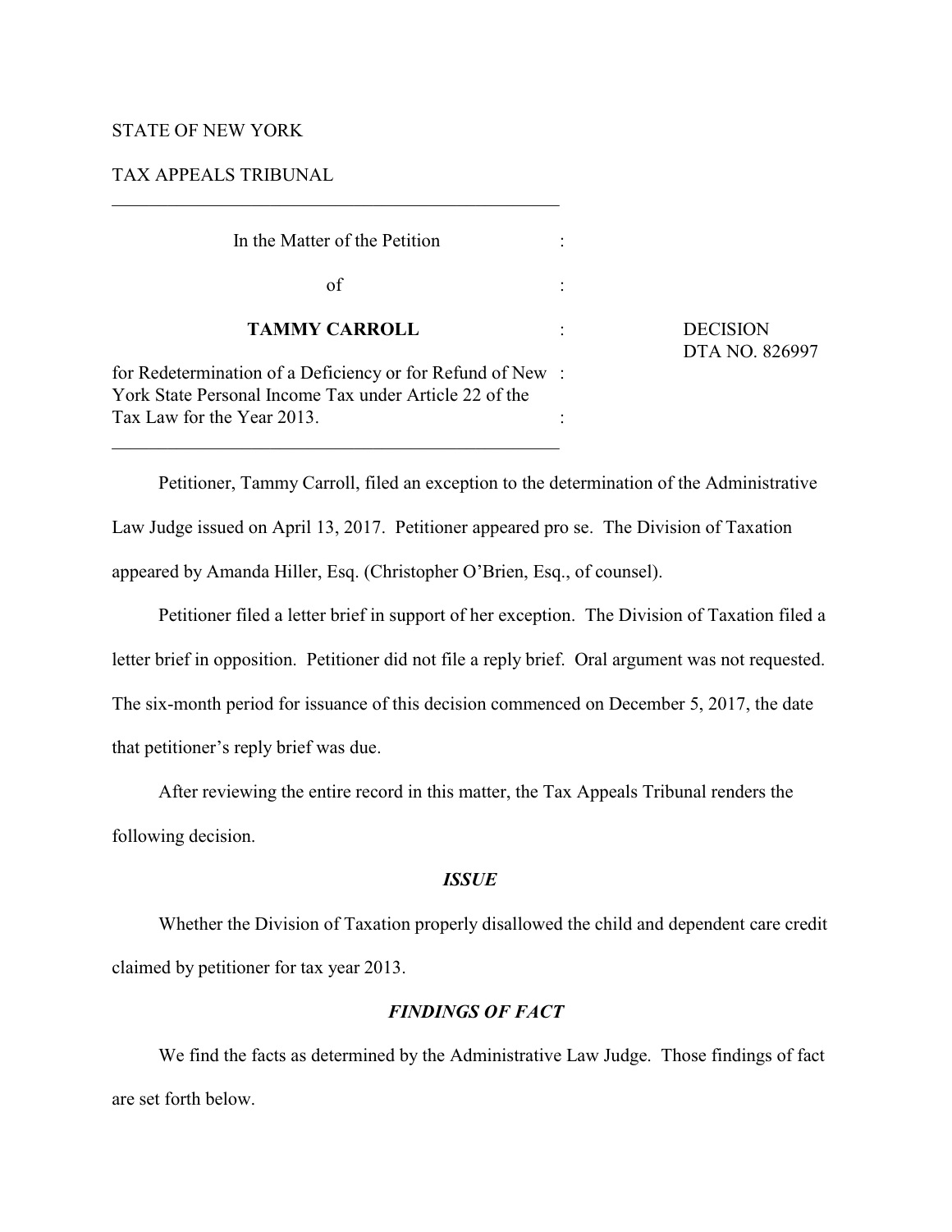STATE OF NEW YORK

TAX APPEALS TRIBUNAL

---

| | | |
|---|---|---|
| In the Matter of the Petition | : | |
| of | : | |
| **TAMMY CARROLL** | : | DECISION<br>DTA NO. 826997 |
| for Redetermination of a Deficiency or for Refund of New York State Personal Income Tax under Article 22 of the Tax Law for the Year 2013. | : | |

---

Petitioner, Tammy Carroll, filed an exception to the determination of the Administrative Law Judge issued on April 13, 2017. Petitioner appeared pro se. The Division of Taxation appeared by Amanda Hiller, Esq. (Christopher O'Brien, Esq., of counsel).

Petitioner filed a letter brief in support of her exception. The Division of Taxation filed a letter brief in opposition. Petitioner did not file a reply brief. Oral argument was not requested. The six-month period for issuance of this decision commenced on December 5, 2017, the date that petitioner's reply brief was due.

After reviewing the entire record in this matter, the Tax Appeals Tribunal renders the following decision.

## *ISSUE*

Whether the Division of Taxation properly disallowed the child and dependent care credit claimed by petitioner for tax year 2013.

## *FINDINGS OF FACT*

We find the facts as determined by the Administrative Law Judge. Those findings of fact are set forth below.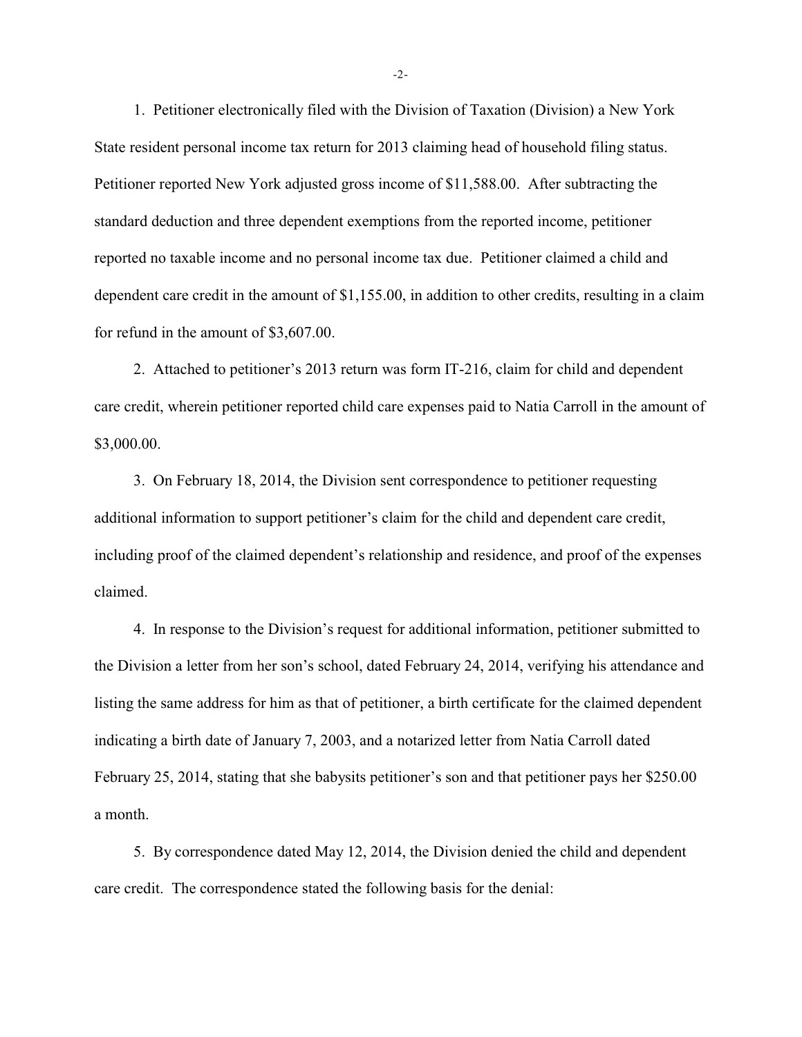1. Petitioner electronically filed with the Division of Taxation (Division) a New York State resident personal income tax return for 2013 claiming head of household filing status. Petitioner reported New York adjusted gross income of $11,588.00. After subtracting the standard deduction and three dependent exemptions from the reported income, petitioner reported no taxable income and no personal income tax due. Petitioner claimed a child and dependent care credit in the amount of $1,155.00, in addition to other credits, resulting in a claim for refund in the amount of $3,607.00.

2. Attached to petitioner's 2013 return was form IT-216, claim for child and dependent care credit, wherein petitioner reported child care expenses paid to Natia Carroll in the amount of $3,000.00.

3. On February 18, 2014, the Division sent correspondence to petitioner requesting additional information to support petitioner's claim for the child and dependent care credit, including proof of the claimed dependent's relationship and residence, and proof of the expenses claimed.

4. In response to the Division's request for additional information, petitioner submitted to the Division a letter from her son's school, dated February 24, 2014, verifying his attendance and listing the same address for him as that of petitioner, a birth certificate for the claimed dependent indicating a birth date of January 7, 2003, and a notarized letter from Natia Carroll dated February 25, 2014, stating that she babysits petitioner's son and that petitioner pays her $250.00 a month.

5. By correspondence dated May 12, 2014, the Division denied the child and dependent care credit. The correspondence stated the following basis for the denial: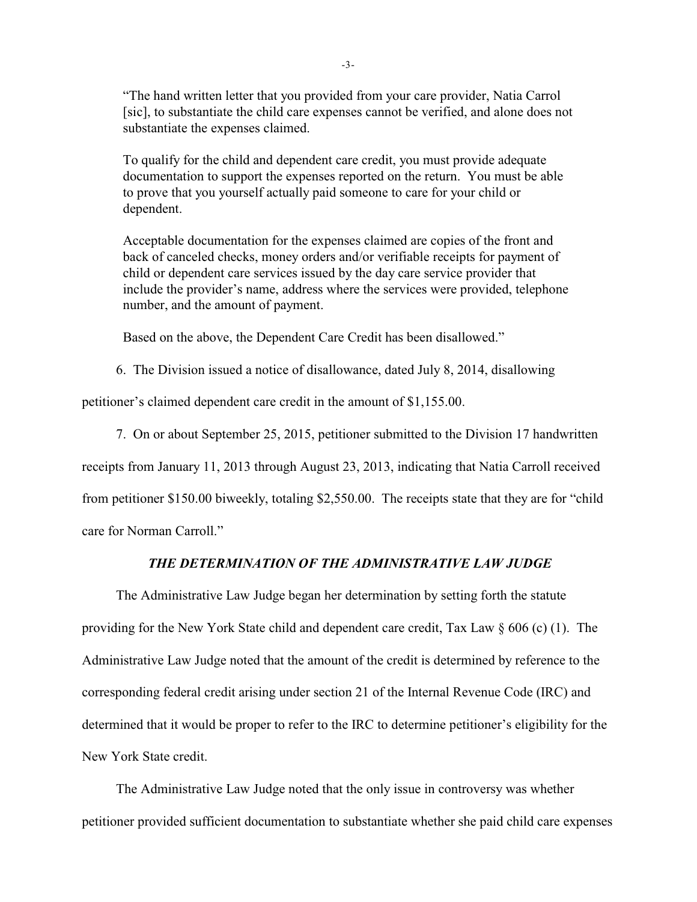"The hand written letter that you provided from your care provider, Natia Carrol [sic], to substantiate the child care expenses cannot be verified, and alone does not substantiate the expenses claimed.

To qualify for the child and dependent care credit, you must provide adequate documentation to support the expenses reported on the return. You must be able to prove that you yourself actually paid someone to care for your child or dependent.

Acceptable documentation for the expenses claimed are copies of the front and back of canceled checks, money orders and/or verifiable receipts for payment of child or dependent care services issued by the day care service provider that include the provider's name, address where the services were provided, telephone number, and the amount of payment.

Based on the above, the Dependent Care Credit has been disallowed."

6. The Division issued a notice of disallowance, dated July 8, 2014, disallowing petitioner's claimed dependent care credit in the amount of $1,155.00.

7. On or about September 25, 2015, petitioner submitted to the Division 17 handwritten receipts from January 11, 2013 through August 23, 2013, indicating that Natia Carroll received from petitioner $150.00 biweekly, totaling $2,550.00. The receipts state that they are for "child care for Norman Carroll."

## *THE DETERMINATION OF THE ADMINISTRATIVE LAW JUDGE*

The Administrative Law Judge began her determination by setting forth the statute providing for the New York State child and dependent care credit, Tax Law § 606 (c) (1). The Administrative Law Judge noted that the amount of the credit is determined by reference to the corresponding federal credit arising under section 21 of the Internal Revenue Code (IRC) and determined that it would be proper to refer to the IRC to determine petitioner's eligibility for the New York State credit.

The Administrative Law Judge noted that the only issue in controversy was whether petitioner provided sufficient documentation to substantiate whether she paid child care expenses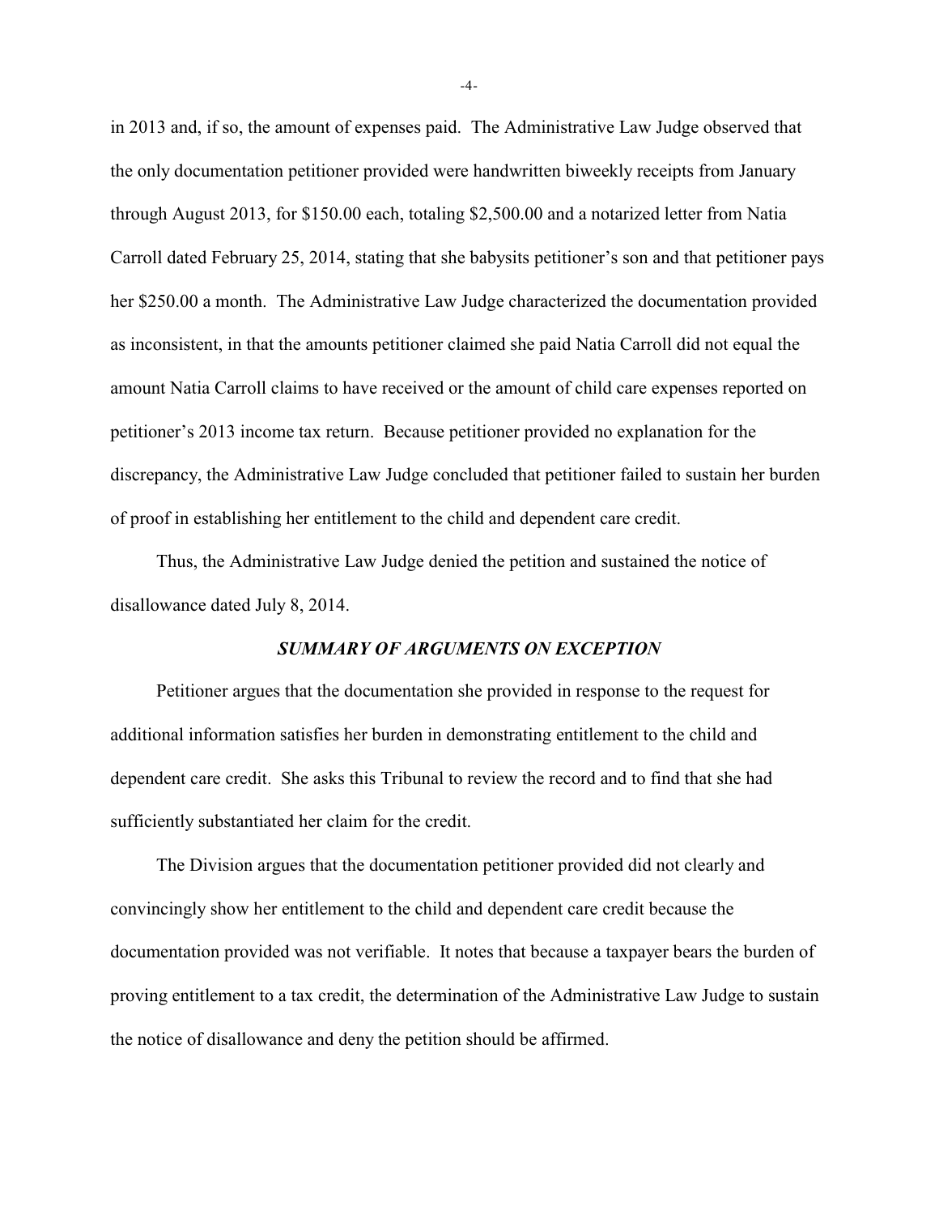in 2013 and, if so, the amount of expenses paid. The Administrative Law Judge observed that the only documentation petitioner provided were handwritten biweekly receipts from January through August 2013, for $150.00 each, totaling $2,500.00 and a notarized letter from Natia Carroll dated February 25, 2014, stating that she babysits petitioner's son and that petitioner pays her $250.00 a month. The Administrative Law Judge characterized the documentation provided as inconsistent, in that the amounts petitioner claimed she paid Natia Carroll did not equal the amount Natia Carroll claims to have received or the amount of child care expenses reported on petitioner's 2013 income tax return. Because petitioner provided no explanation for the discrepancy, the Administrative Law Judge concluded that petitioner failed to sustain her burden of proof in establishing her entitlement to the child and dependent care credit.

Thus, the Administrative Law Judge denied the petition and sustained the notice of disallowance dated July 8, 2014.

### *SUMMARY OF ARGUMENTS ON EXCEPTION*

Petitioner argues that the documentation she provided in response to the request for additional information satisfies her burden in demonstrating entitlement to the child and dependent care credit. She asks this Tribunal to review the record and to find that she had sufficiently substantiated her claim for the credit.

The Division argues that the documentation petitioner provided did not clearly and convincingly show her entitlement to the child and dependent care credit because the documentation provided was not verifiable. It notes that because a taxpayer bears the burden of proving entitlement to a tax credit, the determination of the Administrative Law Judge to sustain the notice of disallowance and deny the petition should be affirmed.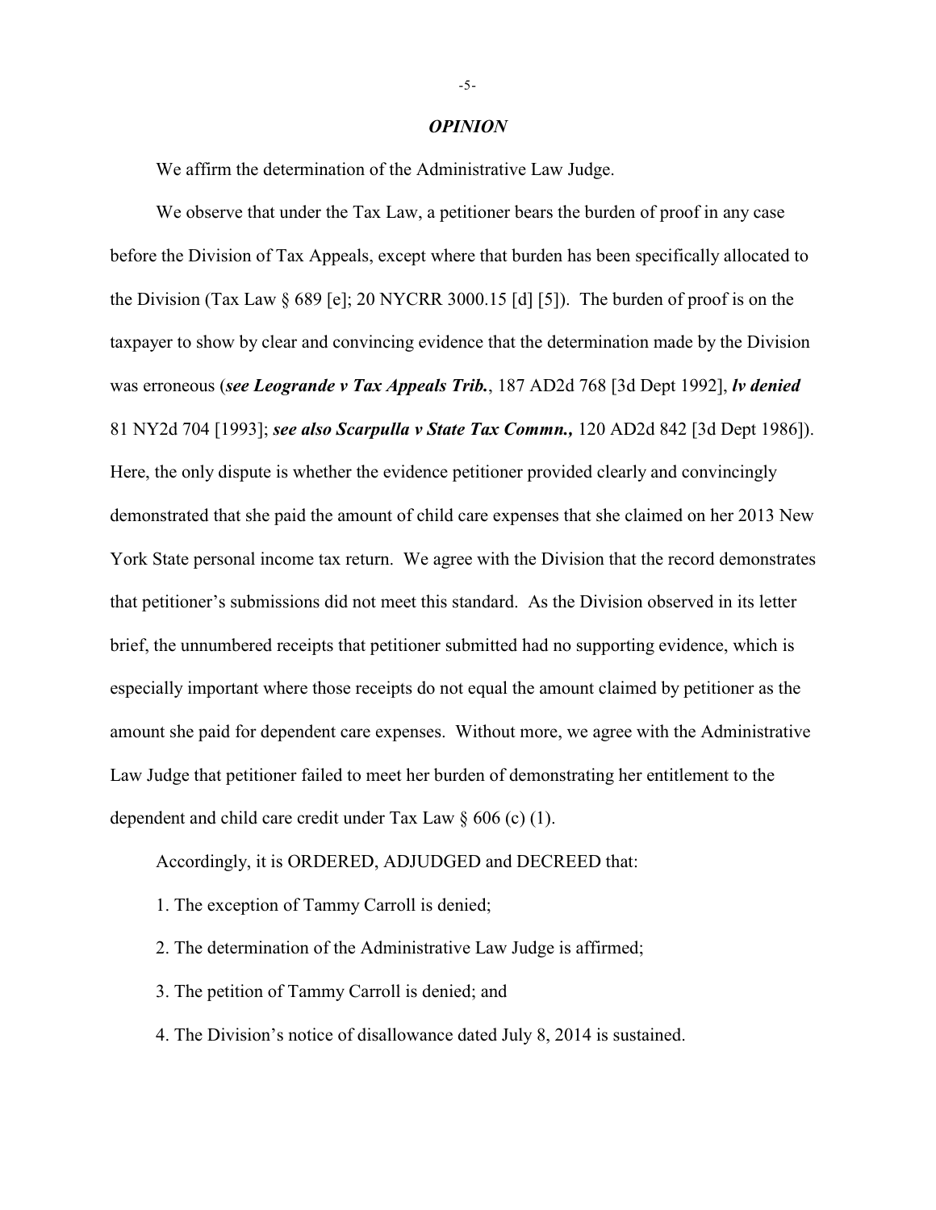***OPINION***

We affirm the determination of the Administrative Law Judge.

We observe that under the Tax Law, a petitioner bears the burden of proof in any case before the Division of Tax Appeals, except where that burden has been specifically allocated to the Division (Tax Law § 689 [e]; 20 NYCRR 3000.15 [d] [5]). The burden of proof is on the taxpayer to show by clear and convincing evidence that the determination made by the Division was erroneous (***see Leogrande v Tax Appeals Trib.***, 187 AD2d 768 [3d Dept 1992], ***lv denied*** 81 NY2d 704 [1993]; ***see also Scarpulla v State Tax Commn.,*** 120 AD2d 842 [3d Dept 1986]). Here, the only dispute is whether the evidence petitioner provided clearly and convincingly demonstrated that she paid the amount of child care expenses that she claimed on her 2013 New York State personal income tax return. We agree with the Division that the record demonstrates that petitioner's submissions did not meet this standard. As the Division observed in its letter brief, the unnumbered receipts that petitioner submitted had no supporting evidence, which is especially important where those receipts do not equal the amount claimed by petitioner as the amount she paid for dependent care expenses. Without more, we agree with the Administrative Law Judge that petitioner failed to meet her burden of demonstrating her entitlement to the dependent and child care credit under Tax Law § 606 (c) (1).

Accordingly, it is ORDERED, ADJUDGED and DECREED that:

1. The exception of Tammy Carroll is denied;
2. The determination of the Administrative Law Judge is affirmed;
3. The petition of Tammy Carroll is denied; and
4. The Division's notice of disallowance dated July 8, 2014 is sustained.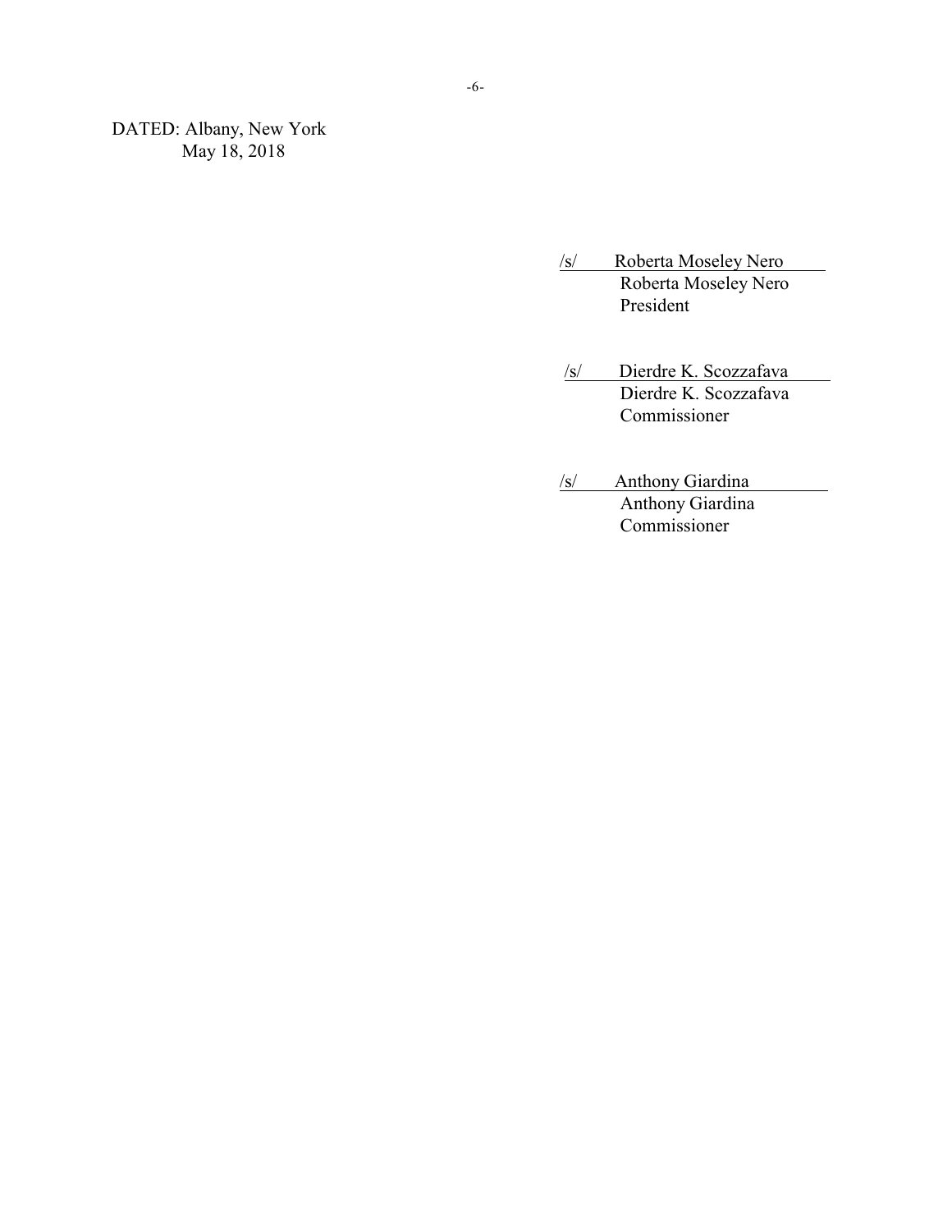DATED: Albany, New York
May 18, 2018

/s/ Roberta Moseley Nero
Roberta Moseley Nero
President

/s/ Dierdre K. Scozzafava
Dierdre K. Scozzafava
Commissioner

/s/ Anthony Giardina
Anthony Giardina
Commissioner